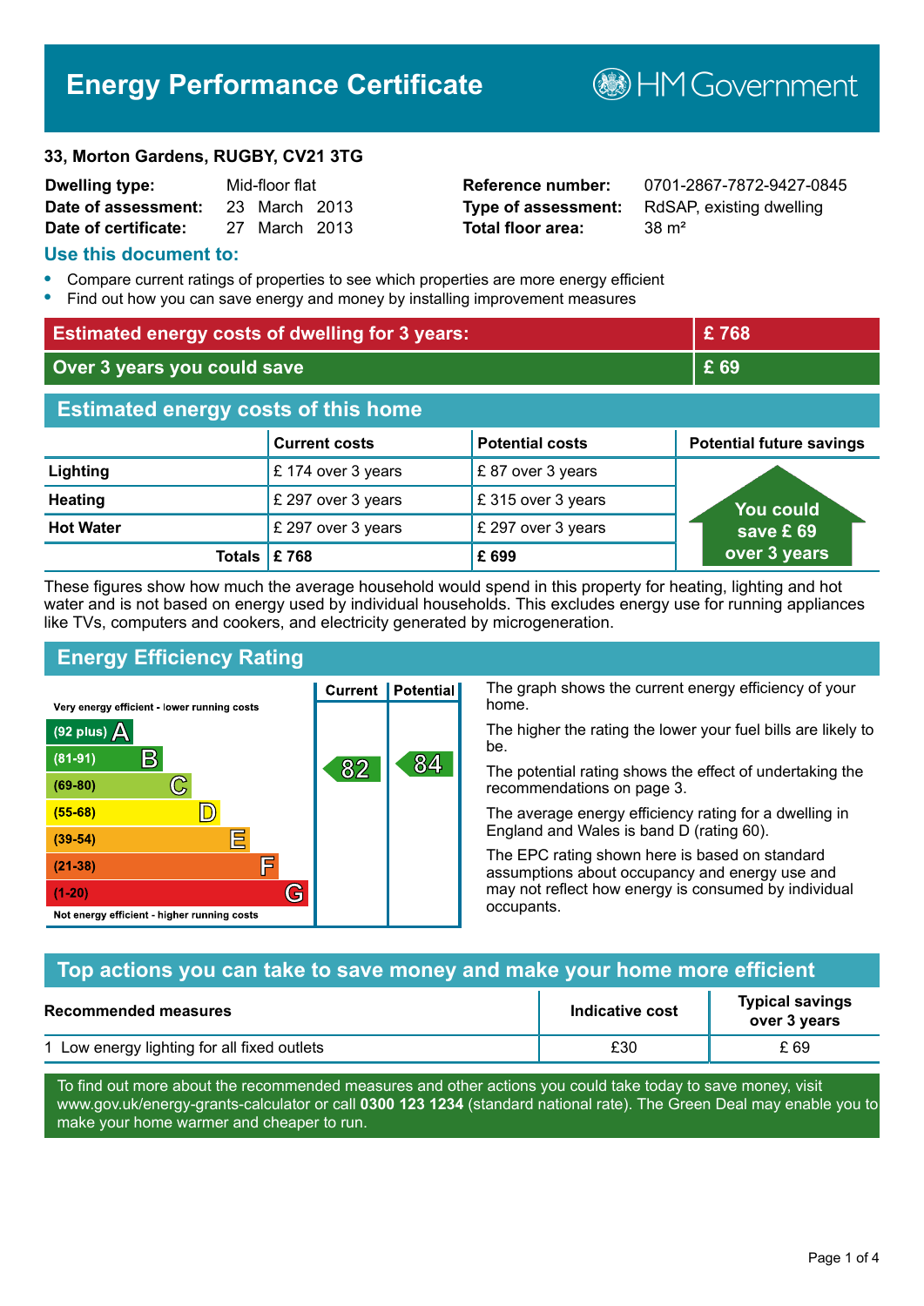# Energy Performance Certificate

HM Government

**33, Morton Gardens, RUGBY, CV21 3TG**

| | | | |
|---|---|---|---|
| **Dwelling type:** | Mid-floor flat | **Reference number:** | 0701-2867-7872-9427-0845 |
| **Date of assessment:** | 23 March 2013 | **Type of assessment:** | RdSAP, existing dwelling |
| **Date of certificate:** | 27 March 2013 | **Total floor area:** | 38 m² |

## Use this document to:

- Compare current ratings of properties to see which properties are more energy efficient
- Find out how you can save energy and money by installing improvement measures

| | |
|---|---|
| **Estimated energy costs of dwelling for 3 years:** | **£ 768** |
| **Over 3 years you could save** | **£ 69** |

## Estimated energy costs of this home

| | Current costs | Potential costs | Potential future savings |
|---|---|---|---|
| **Lighting** | £ 174 over 3 years | £ 87 over 3 years | You could save £ 69 over 3 years |
| **Heating** | £ 297 over 3 years | £ 315 over 3 years | |
| **Hot Water** | £ 297 over 3 years | £ 297 over 3 years | |
| **Totals** | **£ 768** | **£ 699** | |

These figures show how much the average household would spend in this property for heating, lighting and hot water and is not based on energy used by individual households. This excludes energy use for running appliances like TVs, computers and cookers, and electricity generated by microgeneration.

## Energy Efficiency Rating

| Rating band | Current | Potential |
|---|---|---|
| Very energy efficient - lower running costs | | |
| (92 plus) A | | |
| (81-91) B | 82 | 84 |
| (69-80) C | | |
| (55-68) D | | |
| (39-54) E | | |
| (21-38) F | | |
| (1-20) G | | |
| Not energy efficient - higher running costs | | |

The graph shows the current energy efficiency of your home.

The higher the rating the lower your fuel bills are likely to be.

The potential rating shows the effect of undertaking the recommendations on page 3.

The average energy efficiency rating for a dwelling in England and Wales is band D (rating 60).

The EPC rating shown here is based on standard assumptions about occupancy and energy use and may not reflect how energy is consumed by individual occupants.

## Top actions you can take to save money and make your home more efficient

| Recommended measures | Indicative cost | Typical savings over 3 years |
|---|---|---|
| 1 Low energy lighting for all fixed outlets | £30 | £ 69 |

To find out more about the recommended measures and other actions you could take today to save money, visit www.gov.uk/energy-grants-calculator or call **0300 123 1234** (standard national rate). The Green Deal may enable you to make your home warmer and cheaper to run.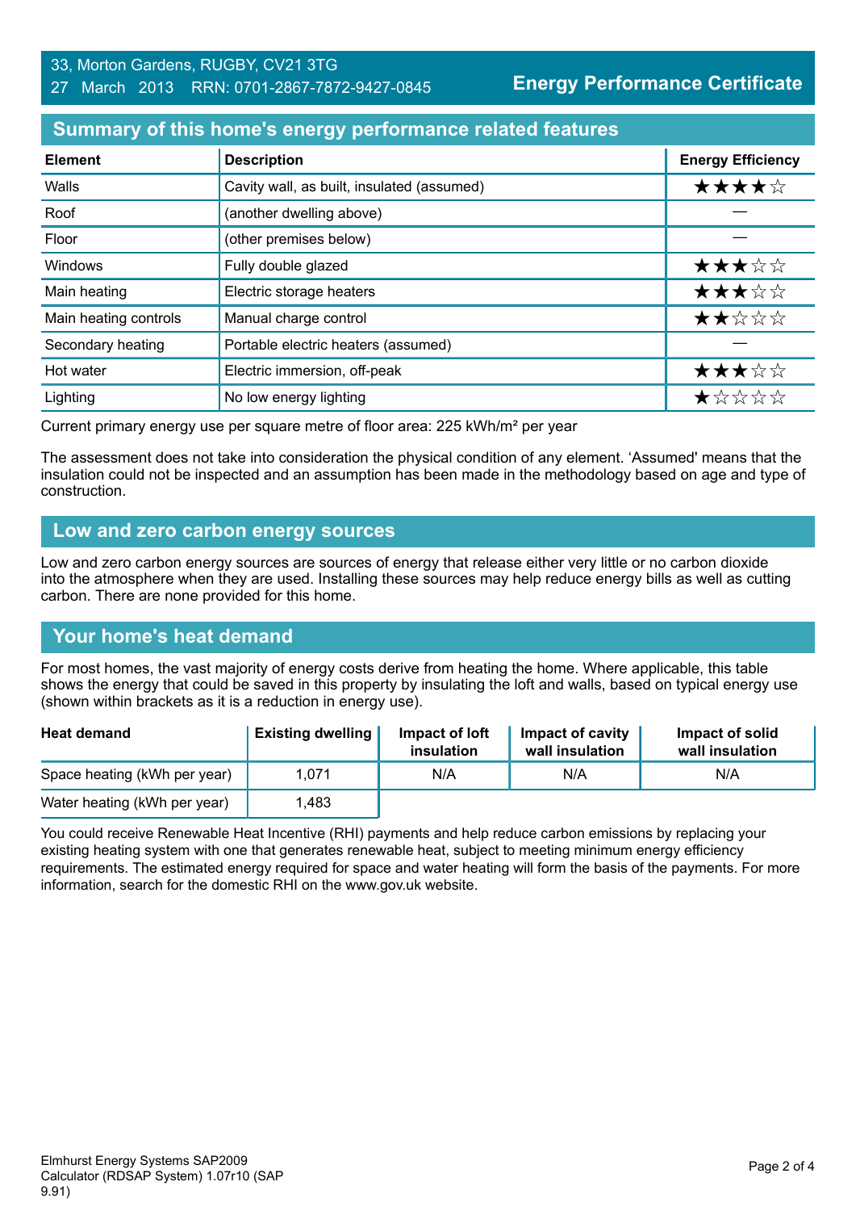33, Morton Gardens, RUGBY, CV21 3TG
27 March 2013 RRN: 0701-2867-7872-9427-0845

**Energy Performance Certificate**

## Summary of this home's energy performance related features

| Element | Description | Energy Efficiency |
|---|---|---|
| Walls | Cavity wall, as built, insulated (assumed) | ★★★★☆ |
| Roof | (another dwelling above) | — |
| Floor | (other premises below) | — |
| Windows | Fully double glazed | ★★★☆☆ |
| Main heating | Electric storage heaters | ★★★☆☆ |
| Main heating controls | Manual charge control | ★★☆☆☆ |
| Secondary heating | Portable electric heaters (assumed) | — |
| Hot water | Electric immersion, off-peak | ★★★☆☆ |
| Lighting | No low energy lighting | ★☆☆☆☆ |

Current primary energy use per square metre of floor area: 225 kWh/m² per year

The assessment does not take into consideration the physical condition of any element. 'Assumed' means that the insulation could not be inspected and an assumption has been made in the methodology based on age and type of construction.

## Low and zero carbon energy sources

Low and zero carbon energy sources are sources of energy that release either very little or no carbon dioxide into the atmosphere when they are used. Installing these sources may help reduce energy bills as well as cutting carbon. There are none provided for this home.

## Your home's heat demand

For most homes, the vast majority of energy costs derive from heating the home. Where applicable, this table shows the energy that could be saved in this property by insulating the loft and walls, based on typical energy use (shown within brackets as it is a reduction in energy use).

| Heat demand | Existing dwelling | Impact of loft insulation | Impact of cavity wall insulation | Impact of solid wall insulation |
|---|---|---|---|---|
| Space heating (kWh per year) | 1,071 | N/A | N/A | N/A |
| Water heating (kWh per year) | 1,483 | | | |

You could receive Renewable Heat Incentive (RHI) payments and help reduce carbon emissions by replacing your existing heating system with one that generates renewable heat, subject to meeting minimum energy efficiency requirements. The estimated energy required for space and water heating will form the basis of the payments. For more information, search for the domestic RHI on the www.gov.uk website.

Elmhurst Energy Systems SAP2009 Calculator (RDSAP System) 1.07r10 (SAP 9.91)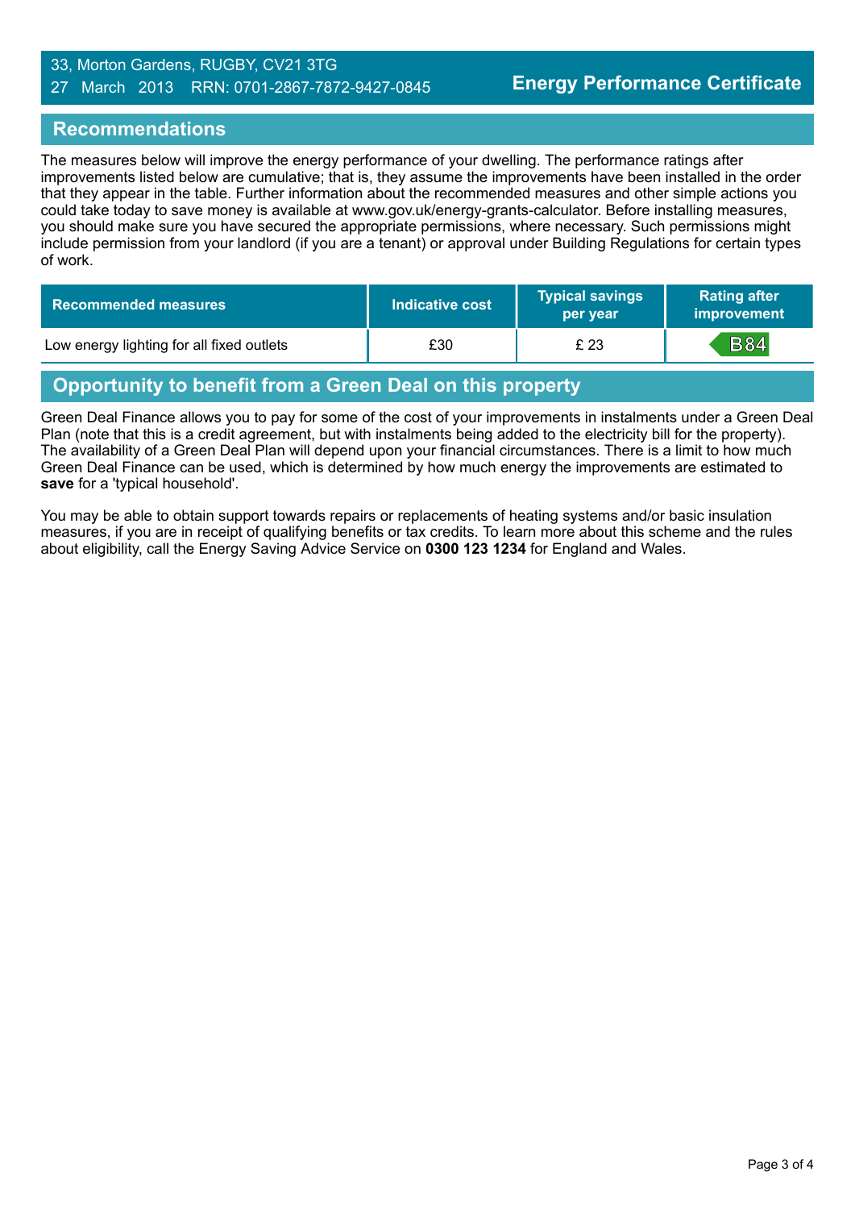33, Morton Gardens, RUGBY, CV21 3TG
27 March 2013 RRN: 0701-2867-7872-9427-0845

**Energy Performance Certificate**

## Recommendations

The measures below will improve the energy performance of your dwelling. The performance ratings after improvements listed below are cumulative; that is, they assume the improvements have been installed in the order that they appear in the table. Further information about the recommended measures and other simple actions you could take today to save money is available at www.gov.uk/energy-grants-calculator. Before installing measures, you should make sure you have secured the appropriate permissions, where necessary. Such permissions might include permission from your landlord (if you are a tenant) or approval under Building Regulations for certain types of work.

| Recommended measures | Indicative cost | Typical savings per year | Rating after improvement |
|---|---|---|---|
| Low energy lighting for all fixed outlets | £30 | £ 23 | B84 |

## Opportunity to benefit from a Green Deal on this property

Green Deal Finance allows you to pay for some of the cost of your improvements in instalments under a Green Deal Plan (note that this is a credit agreement, but with instalments being added to the electricity bill for the property). The availability of a Green Deal Plan will depend upon your financial circumstances. There is a limit to how much Green Deal Finance can be used, which is determined by how much energy the improvements are estimated to **save** for a 'typical household'.

You may be able to obtain support towards repairs or replacements of heating systems and/or basic insulation measures, if you are in receipt of qualifying benefits or tax credits. To learn more about this scheme and the rules about eligibility, call the Energy Saving Advice Service on **0300 123 1234** for England and Wales.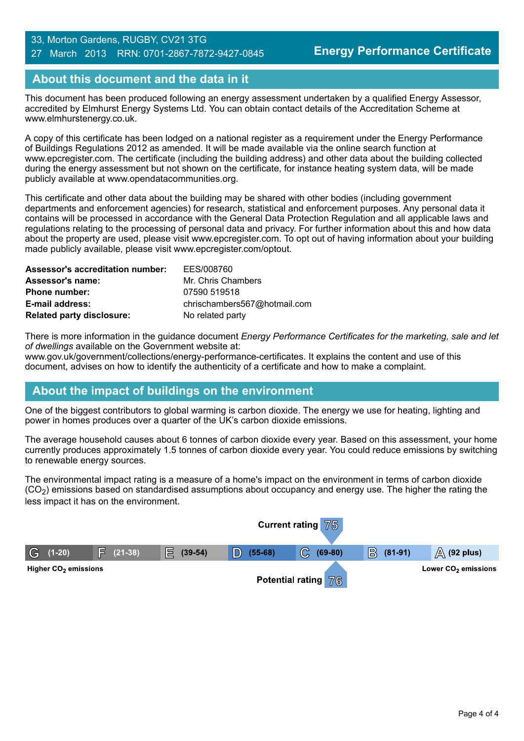33, Morton Gardens, RUGBY, CV21 3TG
27 March 2013 RRN: 0701-2867-7872-9427-0845

**Energy Performance Certificate**

## About this document and the data in it

This document has been produced following an energy assessment undertaken by a qualified Energy Assessor, accredited by Elmhurst Energy Systems Ltd. You can obtain contact details of the Accreditation Scheme at www.elmhurstenergy.co.uk.

A copy of this certificate has been lodged on a national register as a requirement under the Energy Performance of Buildings Regulations 2012 as amended. It will be made available via the online search function at www.epcregister.com. The certificate (including the building address) and other data about the building collected during the energy assessment but not shown on the certificate, for instance heating system data, will be made publicly available at www.opendatacommunities.org.

This certificate and other data about the building may be shared with other bodies (including government departments and enforcement agencies) for research, statistical and enforcement purposes. Any personal data it contains will be processed in accordance with the General Data Protection Regulation and all applicable laws and regulations relating to the processing of personal data and privacy. For further information about this and how data about the property are used, please visit www.epcregister.com. To opt out of having information about your building made publicly available, please visit www.epcregister.com/optout.

| | |
|---|---|
| **Assessor's accreditation number:** | EES/008760 |
| **Assessor's name:** | Mr. Chris Chambers |
| **Phone number:** | 07590 519518 |
| **E-mail address:** | chrischambers567@hotmail.com |
| **Related party disclosure:** | No related party |

There is more information in the guidance document *Energy Performance Certificates for the marketing, sale and let of dwellings* available on the Government website at: www.gov.uk/government/collections/energy-performance-certificates. It explains the content and use of this document, advises on how to identify the authenticity of a certificate and how to make a complaint.

## About the impact of buildings on the environment

One of the biggest contributors to global warming is carbon dioxide. The energy we use for heating, lighting and power in homes produces over a quarter of the UK's carbon dioxide emissions.

The average household causes about 6 tonnes of carbon dioxide every year. Based on this assessment, your home currently produces approximately 1.5 tonnes of carbon dioxide every year. You could reduce emissions by switching to renewable energy sources.

The environmental impact rating is a measure of a home's impact on the environment in terms of carbon dioxide ($CO_2$) emissions based on standardised assumptions about occupancy and energy use. The higher the rating the less impact it has on the environment.

Current rating 75

G (1-20) F (21-38) E (39-54) D (55-68) C (69-80) B (81-91) A (92 plus)

Higher $CO_2$ emissions

Lower $CO_2$ emissions

Potential rating 76